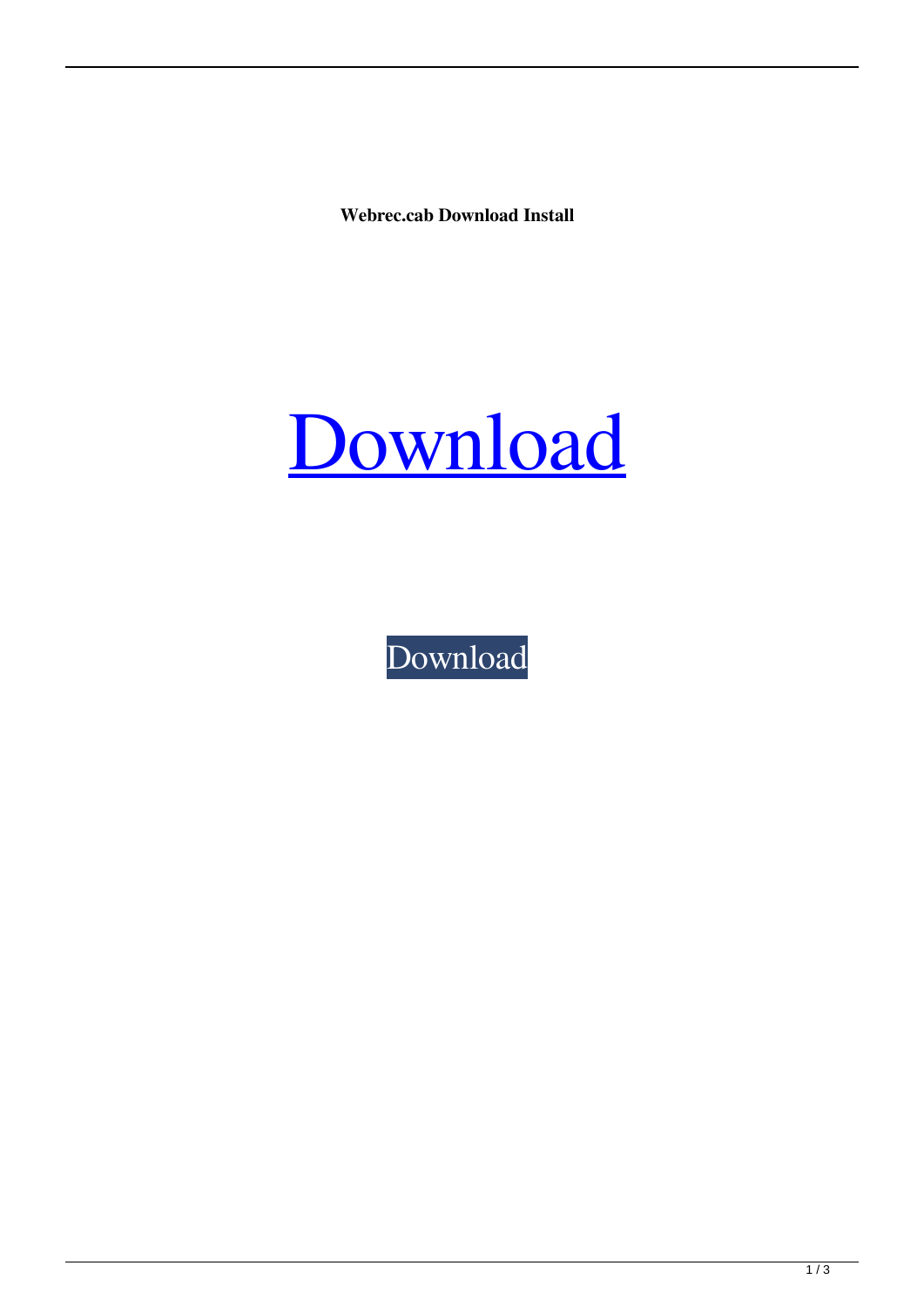**Webrec.cab Download Install**

Download

Download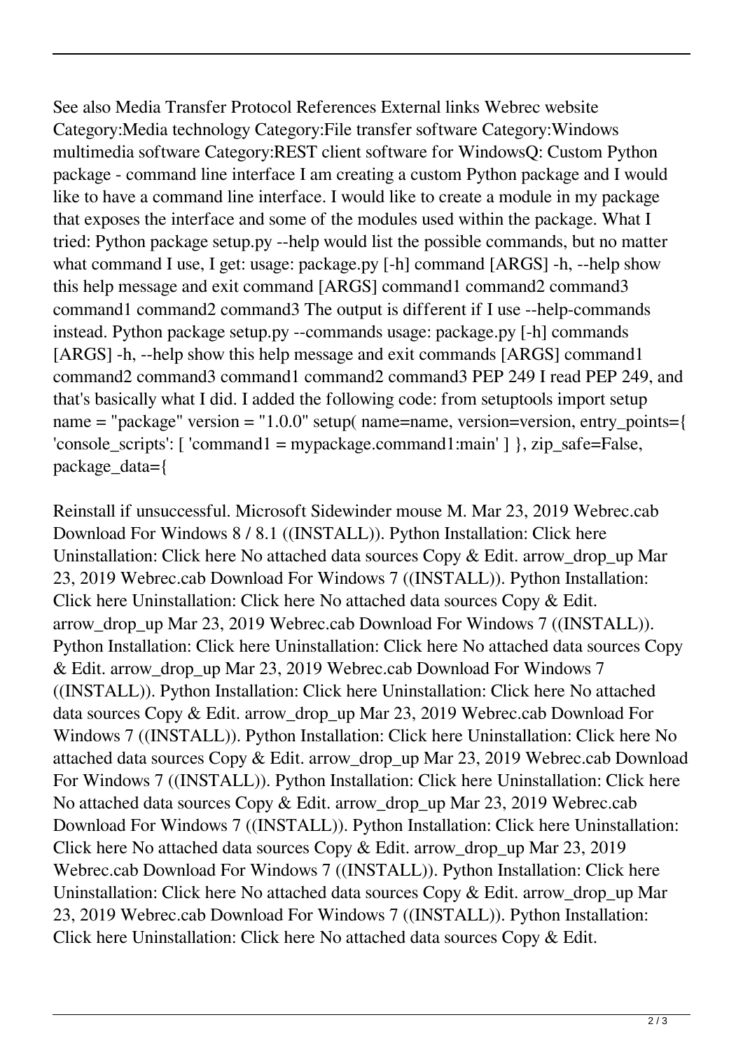See also Media Transfer Protocol References External links Webrec website Category:Media technology Category:File transfer software Category:Windows multimedia software Category:REST client software for WindowsQ: Custom Python package - command line interface I am creating a custom Python package and I would like to have a command line interface. I would like to create a module in my package that exposes the interface and some of the modules used within the package. What I tried: Python package setup.py --help would list the possible commands, but no matter what command I use, I get: usage: package.py [-h] command [ARGS] -h, --help show this help message and exit command [ARGS] command1 command2 command3 command1 command2 command3 The output is different if I use --help-commands instead. Python package setup.py --commands usage: package.py [-h] commands [ARGS] -h, --help show this help message and exit commands [ARGS] command1 command2 command3 command1 command2 command3 PEP 249 I read PEP 249, and that's basically what I did. I added the following code: from setuptools import setup name = "package" version = "1.0.0" setup( name=name, version=version, entry_points={ 'console_scripts': [ 'command1 = mypackage.command1:main' ] }, zip_safe=False, package_data={

Reinstall if unsuccessful. Microsoft Sidewinder mouse M. Mar 23, 2019 Webrec.cab Download For Windows 8 / 8.1 ((INSTALL)). Python Installation: Click here Uninstallation: Click here No attached data sources Copy & Edit. arrow_drop_up Mar 23, 2019 Webrec.cab Download For Windows 7 ((INSTALL)). Python Installation: Click here Uninstallation: Click here No attached data sources Copy & Edit. arrow_drop_up Mar 23, 2019 Webrec.cab Download For Windows 7 ((INSTALL)). Python Installation: Click here Uninstallation: Click here No attached data sources Copy & Edit. arrow_drop_up Mar 23, 2019 Webrec.cab Download For Windows 7 ((INSTALL)). Python Installation: Click here Uninstallation: Click here No attached data sources Copy & Edit. arrow_drop_up Mar 23, 2019 Webrec.cab Download For Windows 7 ((INSTALL)). Python Installation: Click here Uninstallation: Click here No attached data sources Copy & Edit. arrow_drop_up Mar 23, 2019 Webrec.cab Download For Windows 7 ((INSTALL)). Python Installation: Click here Uninstallation: Click here No attached data sources Copy & Edit. arrow_drop_up Mar 23, 2019 Webrec.cab Download For Windows 7 ((INSTALL)). Python Installation: Click here Uninstallation: Click here No attached data sources Copy & Edit. arrow_drop_up Mar 23, 2019 Webrec.cab Download For Windows 7 ((INSTALL)). Python Installation: Click here Uninstallation: Click here No attached data sources Copy & Edit. arrow_drop_up Mar 23, 2019 Webrec.cab Download For Windows 7 ((INSTALL)). Python Installation: Click here Uninstallation: Click here No attached data sources Copy & Edit.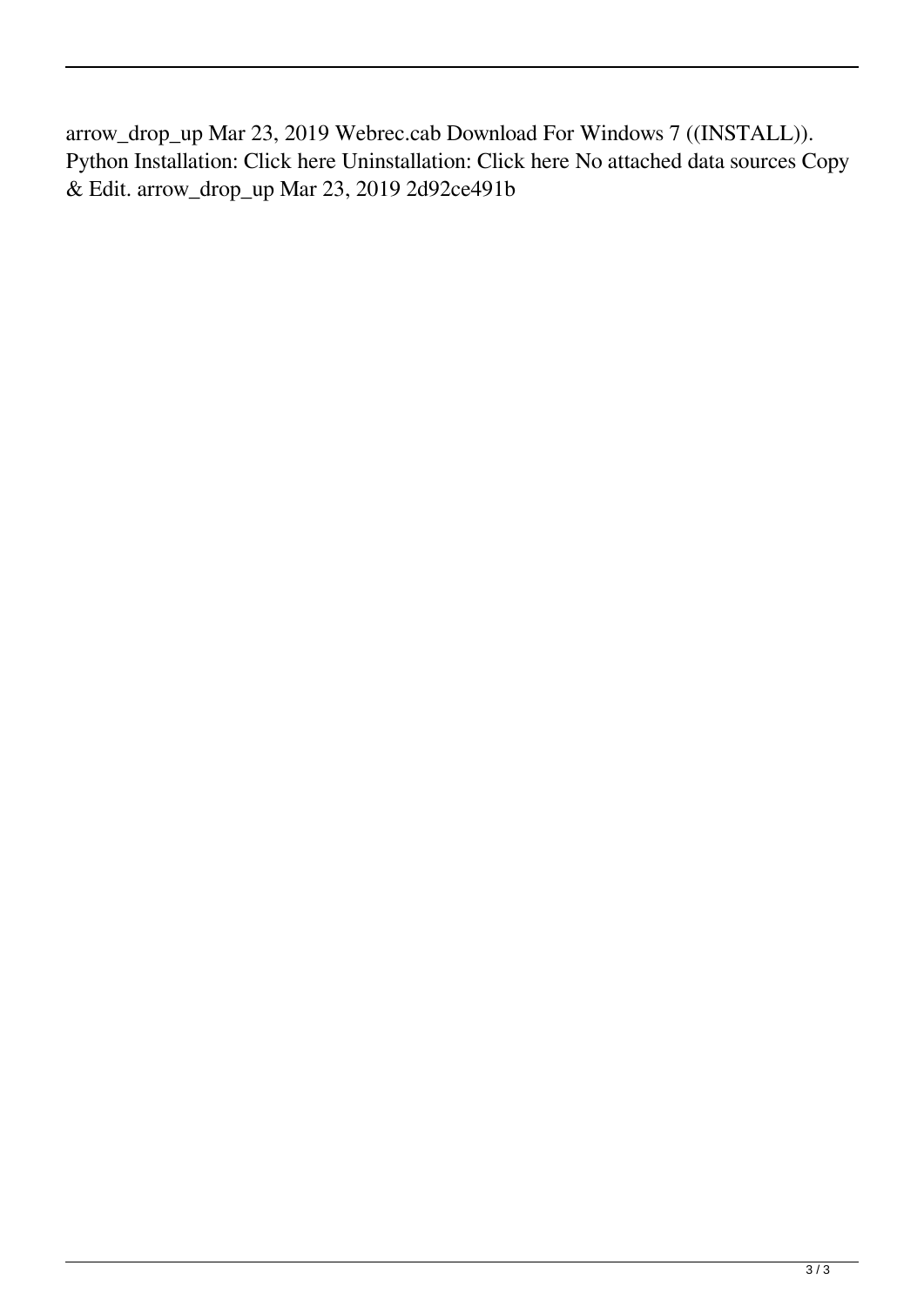arrow_drop_up Mar 23, 2019 Webrec.cab Download For Windows 7 ((INSTALL)). Python Installation: Click here Uninstallation: Click here No attached data sources Copy & Edit. arrow_drop_up Mar 23, 2019 2d92ce491b